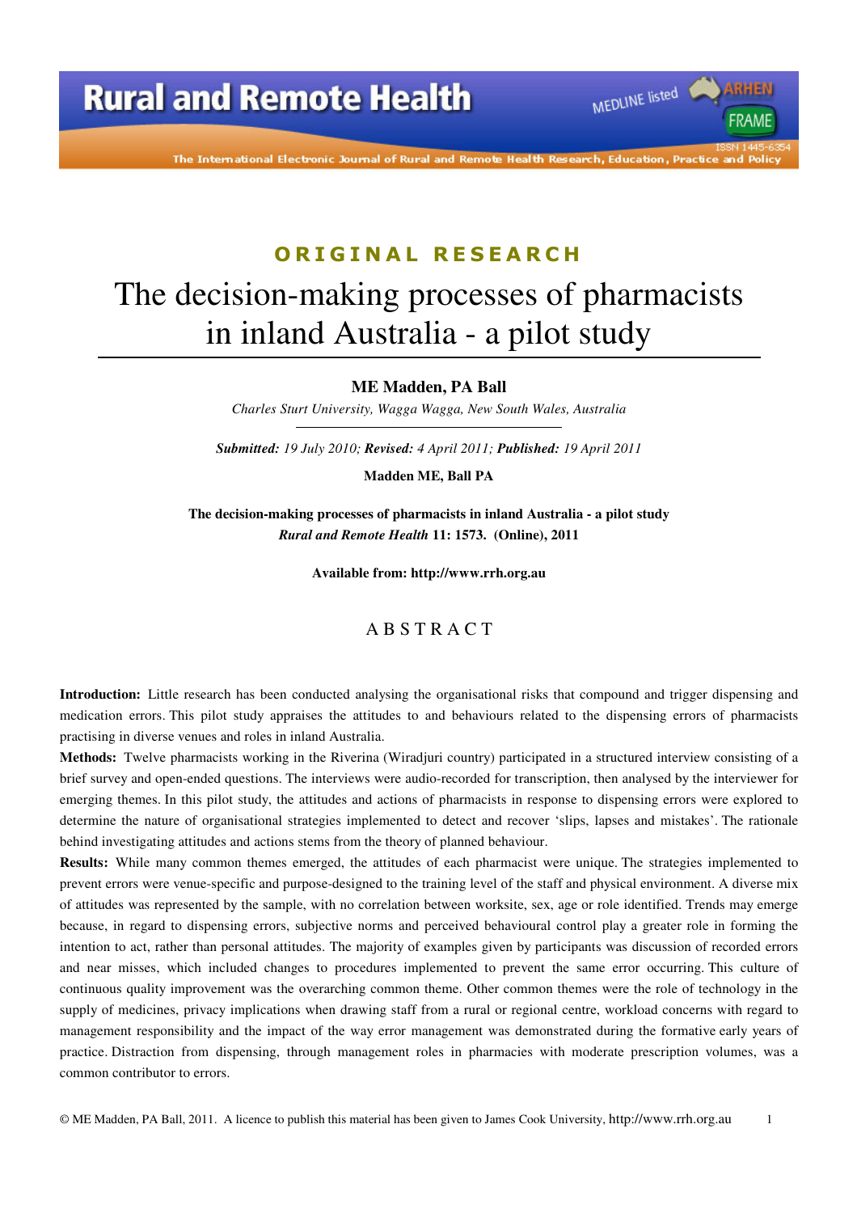ORIGINAL RESEARCH

# The decision-making processes of pharmacists in inland Australia - a pilot study

**ME Madden, PA Ball**

*Charles Sturt University, Wagga Wagga, New South Wales, Australia*

***Submitted:*** *19 July 2010;* ***Revised:*** *4 April 2011;* ***Published:*** *19 April 2011*

**Madden ME, Ball PA**

**The decision-making processes of pharmacists in inland Australia - a pilot study**
***Rural and Remote Health*** **11: 1573. (Online), 2011**

**Available from: http://www.rrh.org.au**

## ABSTRACT

**Introduction:** Little research has been conducted analysing the organisational risks that compound and trigger dispensing and medication errors. This pilot study appraises the attitudes to and behaviours related to the dispensing errors of pharmacists practising in diverse venues and roles in inland Australia.

**Methods:** Twelve pharmacists working in the Riverina (Wiradjuri country) participated in a structured interview consisting of a brief survey and open-ended questions. The interviews were audio-recorded for transcription, then analysed by the interviewer for emerging themes. In this pilot study, the attitudes and actions of pharmacists in response to dispensing errors were explored to determine the nature of organisational strategies implemented to detect and recover 'slips, lapses and mistakes'. The rationale behind investigating attitudes and actions stems from the theory of planned behaviour.

**Results:** While many common themes emerged, the attitudes of each pharmacist were unique. The strategies implemented to prevent errors were venue-specific and purpose-designed to the training level of the staff and physical environment. A diverse mix of attitudes was represented by the sample, with no correlation between worksite, sex, age or role identified. Trends may emerge because, in regard to dispensing errors, subjective norms and perceived behavioural control play a greater role in forming the intention to act, rather than personal attitudes. The majority of examples given by participants was discussion of recorded errors and near misses, which included changes to procedures implemented to prevent the same error occurring. This culture of continuous quality improvement was the overarching common theme. Other common themes were the role of technology in the supply of medicines, privacy implications when drawing staff from a rural or regional centre, workload concerns with regard to management responsibility and the impact of the way error management was demonstrated during the formative early years of practice. Distraction from dispensing, through management roles in pharmacies with moderate prescription volumes, was a common contributor to errors.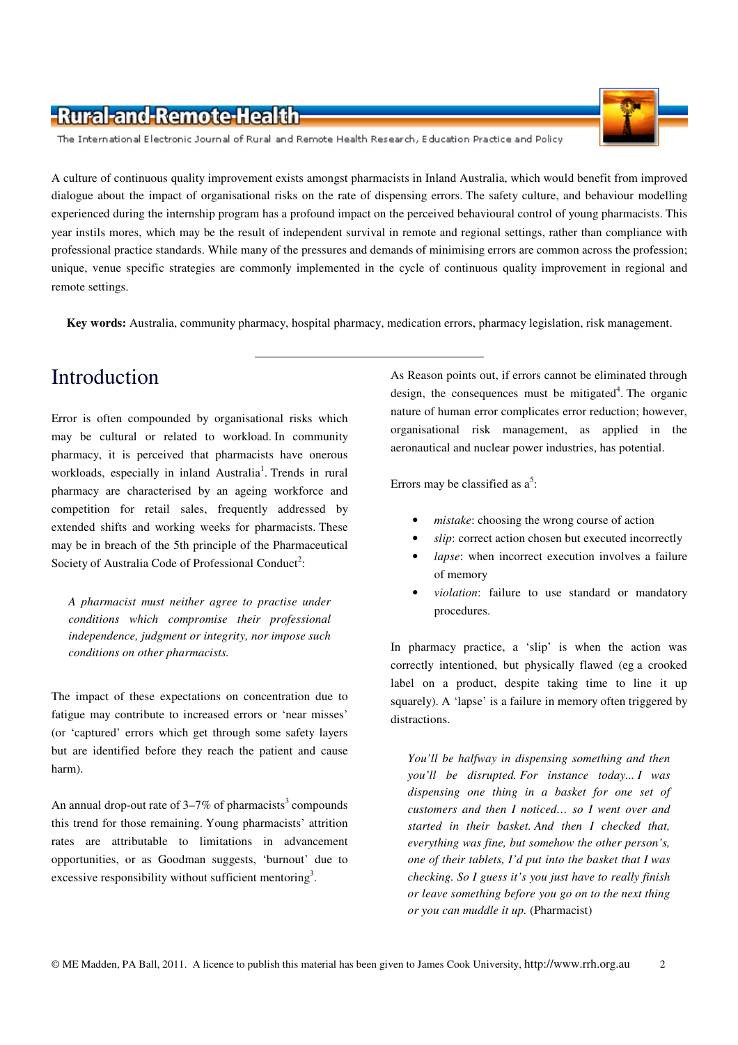A culture of continuous quality improvement exists amongst pharmacists in Inland Australia, which would benefit from improved dialogue about the impact of organisational risks on the rate of dispensing errors. The safety culture, and behaviour modelling experienced during the internship program has a profound impact on the perceived behavioural control of young pharmacists. This year instils mores, which may be the result of independent survival in remote and regional settings, rather than compliance with professional practice standards. While many of the pressures and demands of minimising errors are common across the profession; unique, venue specific strategies are commonly implemented in the cycle of continuous quality improvement in regional and remote settings.

**Key words:** Australia, community pharmacy, hospital pharmacy, medication errors, pharmacy legislation, risk management.

# Introduction

Error is often compounded by organisational risks which may be cultural or related to workload. In community pharmacy, it is perceived that pharmacists have onerous workloads, especially in inland Australia[1]. Trends in rural pharmacy are characterised by an ageing workforce and competition for retail sales, frequently addressed by extended shifts and working weeks for pharmacists. These may be in breach of the 5th principle of the Pharmaceutical Society of Australia Code of Professional Conduct[2]:

> *A pharmacist must neither agree to practise under conditions which compromise their professional independence, judgment or integrity, nor impose such conditions on other pharmacists.*

The impact of these expectations on concentration due to fatigue may contribute to increased errors or 'near misses' (or 'captured' errors which get through some safety layers but are identified before they reach the patient and cause harm).

An annual drop-out rate of 3–7% of pharmacists[3] compounds this trend for those remaining. Young pharmacists' attrition rates are attributable to limitations in advancement opportunities, or as Goodman suggests, 'burnout' due to excessive responsibility without sufficient mentoring[3].

As Reason points out, if errors cannot be eliminated through design, the consequences must be mitigated[4]. The organic nature of human error complicates error reduction; however, organisational risk management, as applied in the aeronautical and nuclear power industries, has potential.

Errors may be classified as a[5]:

- *mistake*: choosing the wrong course of action
- *slip*: correct action chosen but executed incorrectly
- *lapse*: when incorrect execution involves a failure of memory
- *violation*: failure to use standard or mandatory procedures.

In pharmacy practice, a 'slip' is when the action was correctly intentioned, but physically flawed (eg a crooked label on a product, despite taking time to line it up squarely). A 'lapse' is a failure in memory often triggered by distractions.

> *You'll be halfway in dispensing something and then you'll be disrupted. For instance today... I was dispensing one thing in a basket for one set of customers and then I noticed... so I went over and started in their basket. And then I checked that, everything was fine, but somehow the other person's, one of their tablets, I'd put into the basket that I was checking. So I guess it's you just have to really finish or leave something before you go on to the next thing or you can muddle it up.* (Pharmacist)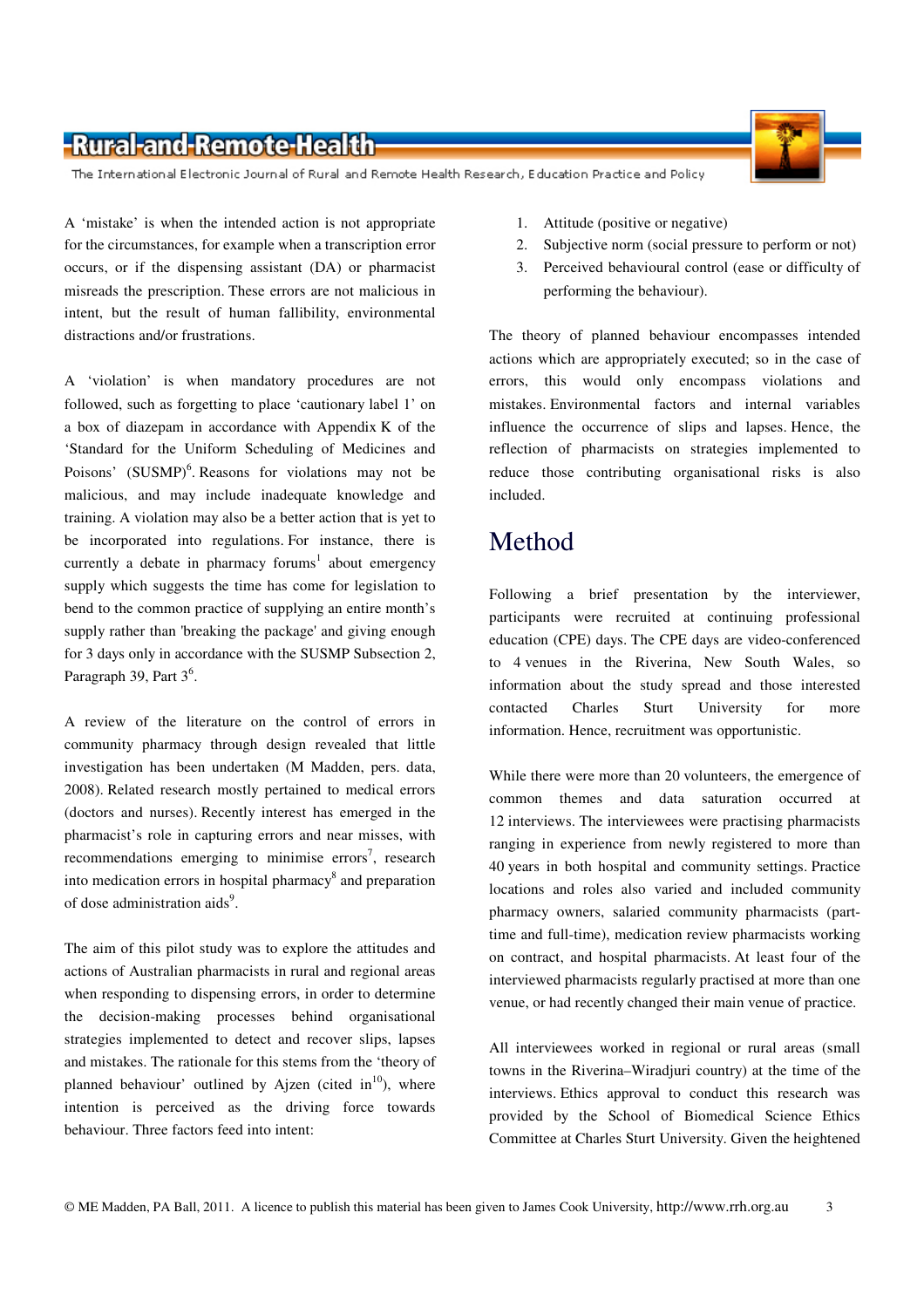A 'mistake' is when the intended action is not appropriate for the circumstances, for example when a transcription error occurs, or if the dispensing assistant (DA) or pharmacist misreads the prescription. These errors are not malicious in intent, but the result of human fallibility, environmental distractions and/or frustrations.

A 'violation' is when mandatory procedures are not followed, such as forgetting to place 'cautionary label 1' on a box of diazepam in accordance with Appendix K of the 'Standard for the Uniform Scheduling of Medicines and Poisons' (SUSMP)[6]. Reasons for violations may not be malicious, and may include inadequate knowledge and training. A violation may also be a better action that is yet to be incorporated into regulations. For instance, there is currently a debate in pharmacy forums[1] about emergency supply which suggests the time has come for legislation to bend to the common practice of supplying an entire month's supply rather than 'breaking the package' and giving enough for 3 days only in accordance with the SUSMP Subsection 2, Paragraph 39, Part 3[6].

A review of the literature on the control of errors in community pharmacy through design revealed that little investigation has been undertaken (M Madden, pers. data, 2008). Related research mostly pertained to medical errors (doctors and nurses). Recently interest has emerged in the pharmacist's role in capturing errors and near misses, with recommendations emerging to minimise errors[7], research into medication errors in hospital pharmacy[8] and preparation of dose administration aids[9].

The aim of this pilot study was to explore the attitudes and actions of Australian pharmacists in rural and regional areas when responding to dispensing errors, in order to determine the decision-making processes behind organisational strategies implemented to detect and recover slips, lapses and mistakes. The rationale for this stems from the 'theory of planned behaviour' outlined by Ajzen (cited in[10]), where intention is perceived as the driving force towards behaviour. Three factors feed into intent:

1. Attitude (positive or negative)
2. Subjective norm (social pressure to perform or not)
3. Perceived behavioural control (ease or difficulty of performing the behaviour).

The theory of planned behaviour encompasses intended actions which are appropriately executed; so in the case of errors, this would only encompass violations and mistakes. Environmental factors and internal variables influence the occurrence of slips and lapses. Hence, the reflection of pharmacists on strategies implemented to reduce those contributing organisational risks is also included.

# Method

Following a brief presentation by the interviewer, participants were recruited at continuing professional education (CPE) days. The CPE days are video-conferenced to 4 venues in the Riverina, New South Wales, so information about the study spread and those interested contacted Charles Sturt University for more information. Hence, recruitment was opportunistic.

While there were more than 20 volunteers, the emergence of common themes and data saturation occurred at 12 interviews. The interviewees were practising pharmacists ranging in experience from newly registered to more than 40 years in both hospital and community settings. Practice locations and roles also varied and included community pharmacy owners, salaried community pharmacists (part-time and full-time), medication review pharmacists working on contract, and hospital pharmacists. At least four of the interviewed pharmacists regularly practised at more than one venue, or had recently changed their main venue of practice.

All interviewees worked in regional or rural areas (small towns in the Riverina–Wiradjuri country) at the time of the interviews. Ethics approval to conduct this research was provided by the School of Biomedical Science Ethics Committee at Charles Sturt University. Given the heightened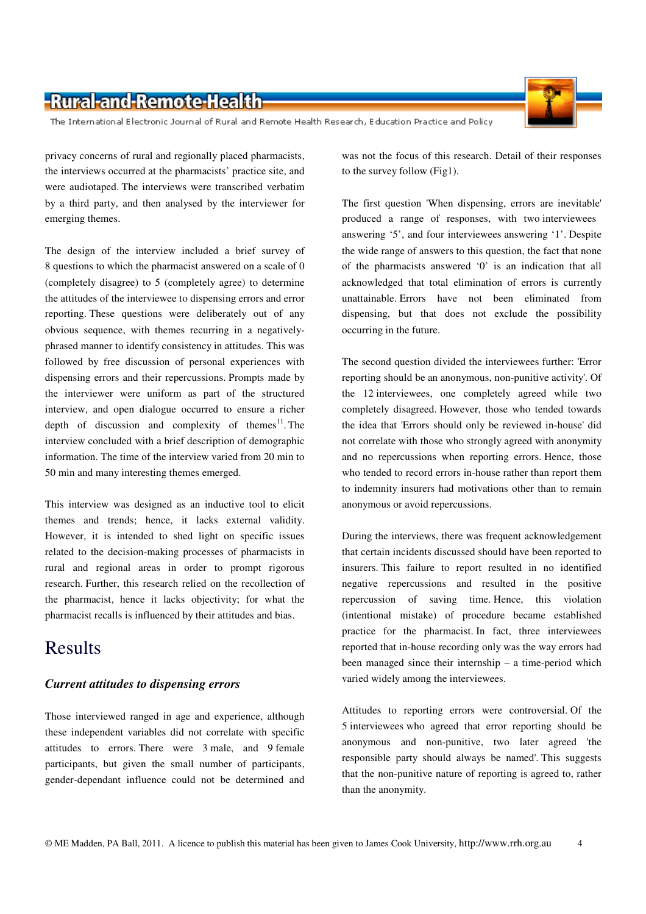privacy concerns of rural and regionally placed pharmacists, the interviews occurred at the pharmacists' practice site, and were audiotaped. The interviews were transcribed verbatim by a third party, and then analysed by the interviewer for emerging themes.

The design of the interview included a brief survey of 8 questions to which the pharmacist answered on a scale of 0 (completely disagree) to 5 (completely agree) to determine the attitudes of the interviewee to dispensing errors and error reporting. These questions were deliberately out of any obvious sequence, with themes recurring in a negatively-phrased manner to identify consistency in attitudes. This was followed by free discussion of personal experiences with dispensing errors and their repercussions. Prompts made by the interviewer were uniform as part of the structured interview, and open dialogue occurred to ensure a richer depth of discussion and complexity of themes[11]. The interview concluded with a brief description of demographic information. The time of the interview varied from 20 min to 50 min and many interesting themes emerged.

This interview was designed as an inductive tool to elicit themes and trends; hence, it lacks external validity. However, it is intended to shed light on specific issues related to the decision-making processes of pharmacists in rural and regional areas in order to prompt rigorous research. Further, this research relied on the recollection of the pharmacist, hence it lacks objectivity; for what the pharmacist recalls is influenced by their attitudes and bias.

# Results

### *Current attitudes to dispensing errors*

Those interviewed ranged in age and experience, although these independent variables did not correlate with specific attitudes to errors. There were 3 male, and 9 female participants, but given the small number of participants, gender-dependant influence could not be determined and was not the focus of this research. Detail of their responses to the survey follow (Fig1).

The first question 'When dispensing, errors are inevitable' produced a range of responses, with two interviewees answering '5', and four interviewees answering '1'. Despite the wide range of answers to this question, the fact that none of the pharmacists answered '0' is an indication that all acknowledged that total elimination of errors is currently unattainable. Errors have not been eliminated from dispensing, but that does not exclude the possibility occurring in the future.

The second question divided the interviewees further: 'Error reporting should be an anonymous, non-punitive activity'. Of the 12 interviewees, one completely agreed while two completely disagreed. However, those who tended towards the idea that 'Errors should only be reviewed in-house' did not correlate with those who strongly agreed with anonymity and no repercussions when reporting errors. Hence, those who tended to record errors in-house rather than report them to indemnity insurers had motivations other than to remain anonymous or avoid repercussions.

During the interviews, there was frequent acknowledgement that certain incidents discussed should have been reported to insurers. This failure to report resulted in no identified negative repercussions and resulted in the positive repercussion of saving time. Hence, this violation (intentional mistake) of procedure became established practice for the pharmacist. In fact, three interviewees reported that in-house recording only was the way errors had been managed since their internship – a time-period which varied widely among the interviewees.

Attitudes to reporting errors were controversial. Of the 5 interviewees who agreed that error reporting should be anonymous and non-punitive, two later agreed 'the responsible party should always be named'. This suggests that the non-punitive nature of reporting is agreed to, rather than the anonymity.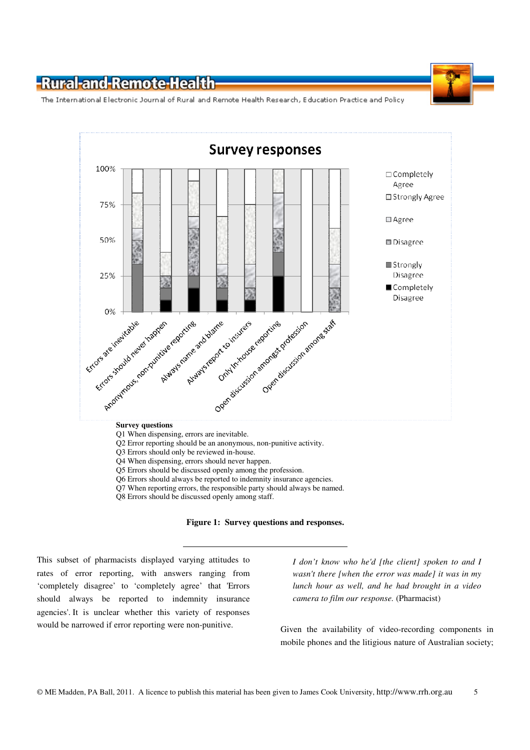Survey questions

Q1 When dispensing, errors are inevitable.
Q2 Error reporting should be an anonymous, non-punitive activity.
Q3 Errors should only be reviewed in-house.
Q4 When dispensing, errors should never happen.
Q5 Errors should be discussed openly among the profession.
Q6 Errors should always be reported to indemnity insurance agencies.
Q7 When reporting errors, the responsible party should always be named.
Q8 Errors should be discussed openly among staff.

**Figure 1: Survey questions and responses.**

---

This subset of pharmacists displayed varying attitudes to rates of error reporting, with answers ranging from 'completely disagree' to 'completely agree' that 'Errors should always be reported to indemnity insurance agencies'. It is unclear whether this variety of responses would be narrowed if error reporting were non-punitive.

> *I don't know who he'd [the client] spoken to and I wasn't there [when the error was made] it was in my lunch hour as well, and he had brought in a video camera to film our response.* (Pharmacist)

Given the availability of video-recording components in mobile phones and the litigious nature of Australian society;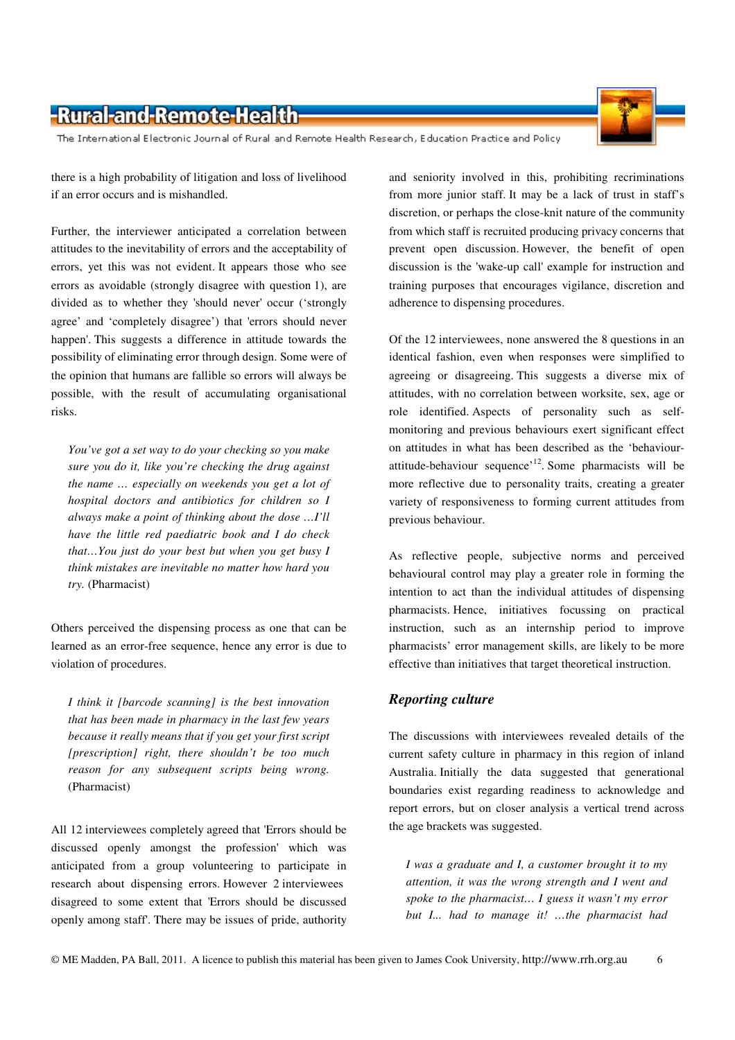there is a high probability of litigation and loss of livelihood if an error occurs and is mishandled.

Further, the interviewer anticipated a correlation between attitudes to the inevitability of errors and the acceptability of errors, yet this was not evident. It appears those who see errors as avoidable (strongly disagree with question 1), are divided as to whether they 'should never' occur ('strongly agree' and 'completely disagree') that 'errors should never happen'. This suggests a difference in attitude towards the possibility of eliminating error through design. Some were of the opinion that humans are fallible so errors will always be possible, with the result of accumulating organisational risks.

> *You've got a set way to do your checking so you make sure you do it, like you're checking the drug against the name … especially on weekends you get a lot of hospital doctors and antibiotics for children so I always make a point of thinking about the dose …I'll have the little red paediatric book and I do check that…You just do your best but when you get busy I think mistakes are inevitable no matter how hard you try.* (Pharmacist)

Others perceived the dispensing process as one that can be learned as an error-free sequence, hence any error is due to violation of procedures.

> *I think it [barcode scanning] is the best innovation that has been made in pharmacy in the last few years because it really means that if you get your first script [prescription] right, there shouldn't be too much reason for any subsequent scripts being wrong.* (Pharmacist)

All 12 interviewees completely agreed that 'Errors should be discussed openly amongst the profession' which was anticipated from a group volunteering to participate in research about dispensing errors. However 2 interviewees disagreed to some extent that 'Errors should be discussed openly among staff'. There may be issues of pride, authority and seniority involved in this, prohibiting recriminations from more junior staff. It may be a lack of trust in staff's discretion, or perhaps the close-knit nature of the community from which staff is recruited producing privacy concerns that prevent open discussion. However, the benefit of open discussion is the 'wake-up call' example for instruction and training purposes that encourages vigilance, discretion and adherence to dispensing procedures.

Of the 12 interviewees, none answered the 8 questions in an identical fashion, even when responses were simplified to agreeing or disagreeing. This suggests a diverse mix of attitudes, with no correlation between worksite, sex, age or role identified. Aspects of personality such as self-monitoring and previous behaviours exert significant effect on attitudes in what has been described as the 'behaviour-attitude-behaviour sequence'[12]. Some pharmacists will be more reflective due to personality traits, creating a greater variety of responsiveness to forming current attitudes from previous behaviour.

As reflective people, subjective norms and perceived behavioural control may play a greater role in forming the intention to act than the individual attitudes of dispensing pharmacists. Hence, initiatives focussing on practical instruction, such as an internship period to improve pharmacists' error management skills, are likely to be more effective than initiatives that target theoretical instruction.

### *Reporting culture*

The discussions with interviewees revealed details of the current safety culture in pharmacy in this region of inland Australia. Initially the data suggested that generational boundaries exist regarding readiness to acknowledge and report errors, but on closer analysis a vertical trend across the age brackets was suggested.

> *I was a graduate and I, a customer brought it to my attention, it was the wrong strength and I went and spoke to the pharmacist… I guess it wasn't my error but I... had to manage it! …the pharmacist had*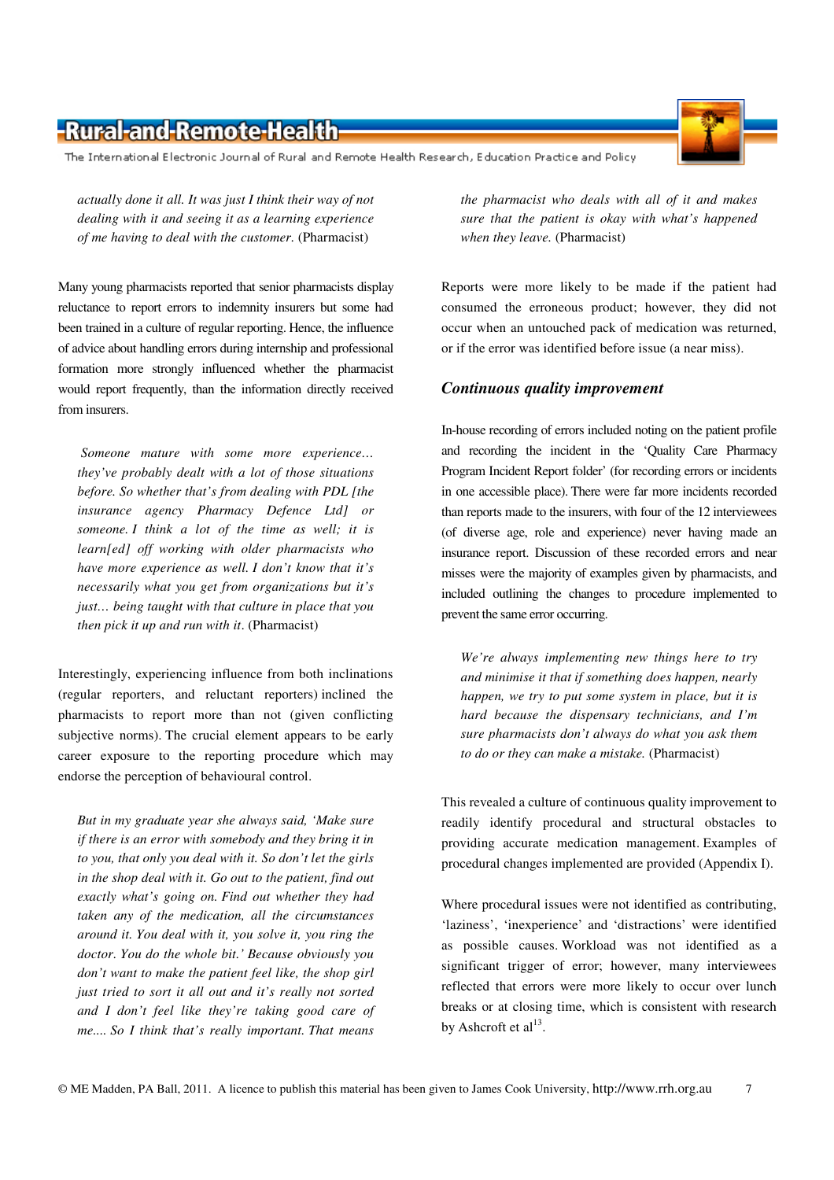*actually done it all. It was just I think their way of not dealing with it and seeing it as a learning experience of me having to deal with the customer.* (Pharmacist)

Many young pharmacists reported that senior pharmacists display reluctance to report errors to indemnity insurers but some had been trained in a culture of regular reporting. Hence, the influence of advice about handling errors during internship and professional formation more strongly influenced whether the pharmacist would report frequently, than the information directly received from insurers.

> *Someone mature with some more experience… they've probably dealt with a lot of those situations before. So whether that's from dealing with PDL [the insurance agency Pharmacy Defence Ltd] or someone. I think a lot of the time as well; it is learn[ed] off working with older pharmacists who have more experience as well. I don't know that it's necessarily what you get from organizations but it's just… being taught with that culture in place that you then pick it up and run with it.* (Pharmacist)

Interestingly, experiencing influence from both inclinations (regular reporters, and reluctant reporters) inclined the pharmacists to report more than not (given conflicting subjective norms). The crucial element appears to be early career exposure to the reporting procedure which may endorse the perception of behavioural control.

> *But in my graduate year she always said, 'Make sure if there is an error with somebody and they bring it in to you, that only you deal with it. So don't let the girls in the shop deal with it. Go out to the patient, find out exactly what's going on. Find out whether they had taken any of the medication, all the circumstances around it. You deal with it, you solve it, you ring the doctor. You do the whole bit.' Because obviously you don't want to make the patient feel like, the shop girl just tried to sort it all out and it's really not sorted and I don't feel like they're taking good care of me.... So I think that's really important. That means the pharmacist who deals with all of it and makes sure that the patient is okay with what's happened when they leave.* (Pharmacist)

Reports were more likely to be made if the patient had consumed the erroneous product; however, they did not occur when an untouched pack of medication was returned, or if the error was identified before issue (a near miss).

### *Continuous quality improvement*

In-house recording of errors included noting on the patient profile and recording the incident in the 'Quality Care Pharmacy Program Incident Report folder' (for recording errors or incidents in one accessible place). There were far more incidents recorded than reports made to the insurers, with four of the 12 interviewees (of diverse age, role and experience) never having made an insurance report. Discussion of these recorded errors and near misses were the majority of examples given by pharmacists, and included outlining the changes to procedure implemented to prevent the same error occurring.

> *We're always implementing new things here to try and minimise it that if something does happen, nearly happen, we try to put some system in place, but it is hard because the dispensary technicians, and I'm sure pharmacists don't always do what you ask them to do or they can make a mistake.* (Pharmacist)

This revealed a culture of continuous quality improvement to readily identify procedural and structural obstacles to providing accurate medication management. Examples of procedural changes implemented are provided (Appendix I).

Where procedural issues were not identified as contributing, 'laziness', 'inexperience' and 'distractions' were identified as possible causes. Workload was not identified as a significant trigger of error; however, many interviewees reflected that errors were more likely to occur over lunch breaks or at closing time, which is consistent with research by Ashcroft et al[13].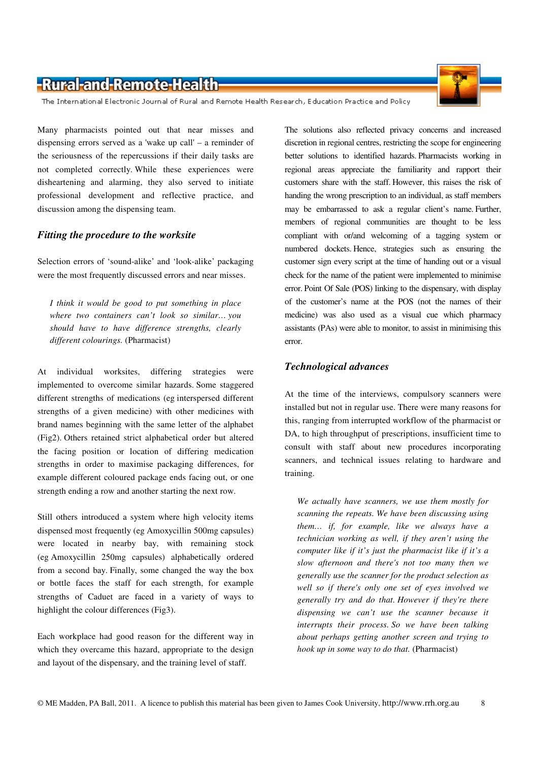Many pharmacists pointed out that near misses and dispensing errors served as a 'wake up call' – a reminder of the seriousness of the repercussions if their daily tasks are not completed correctly. While these experiences were disheartening and alarming, they also served to initiate professional development and reflective practice, and discussion among the dispensing team.

### Fitting the procedure to the worksite

Selection errors of 'sound-alike' and 'look-alike' packaging were the most frequently discussed errors and near misses.

> *I think it would be good to put something in place where two containers can't look so similar… you should have to have difference strengths, clearly different colourings.* (Pharmacist)

At individual worksites, differing strategies were implemented to overcome similar hazards. Some staggered different strengths of medications (eg interspersed different strengths of a given medicine) with other medicines with brand names beginning with the same letter of the alphabet (Fig2). Others retained strict alphabetical order but altered the facing position or location of differing medication strengths in order to maximise packaging differences, for example different coloured package ends facing out, or one strength ending a row and another starting the next row.

Still others introduced a system where high velocity items dispensed most frequently (eg Amoxycillin 500mg capsules) were located in nearby bay, with remaining stock (eg Amoxycillin 250mg capsules) alphabetically ordered from a second bay. Finally, some changed the way the box or bottle faces the staff for each strength, for example strengths of Caduet are faced in a variety of ways to highlight the colour differences (Fig3).

Each workplace had good reason for the different way in which they overcame this hazard, appropriate to the design and layout of the dispensary, and the training level of staff.

The solutions also reflected privacy concerns and increased discretion in regional centres, restricting the scope for engineering better solutions to identified hazards. Pharmacists working in regional areas appreciate the familiarity and rapport their customers share with the staff. However, this raises the risk of handing the wrong prescription to an individual, as staff members may be embarrassed to ask a regular client's name. Further, members of regional communities are thought to be less compliant with or/and welcoming of a tagging system or numbered dockets. Hence, strategies such as ensuring the customer sign every script at the time of handing out or a visual check for the name of the patient were implemented to minimise error. Point Of Sale (POS) linking to the dispensary, with display of the customer's name at the POS (not the names of their medicine) was also used as a visual cue which pharmacy assistants (PAs) were able to monitor, to assist in minimising this error.

### Technological advances

At the time of the interviews, compulsory scanners were installed but not in regular use. There were many reasons for this, ranging from interrupted workflow of the pharmacist or DA, to high throughput of prescriptions, insufficient time to consult with staff about new procedures incorporating scanners, and technical issues relating to hardware and training.

> *We actually have scanners, we use them mostly for scanning the repeats. We have been discussing using them… if, for example, like we always have a technician working as well, if they aren't using the computer like if it's just the pharmacist like if it's a slow afternoon and there's not too many then we generally use the scanner for the product selection as well so if there's only one set of eyes involved we generally try and do that. However if they're there dispensing we can't use the scanner because it interrupts their process. So we have been talking about perhaps getting another screen and trying to hook up in some way to do that.* (Pharmacist)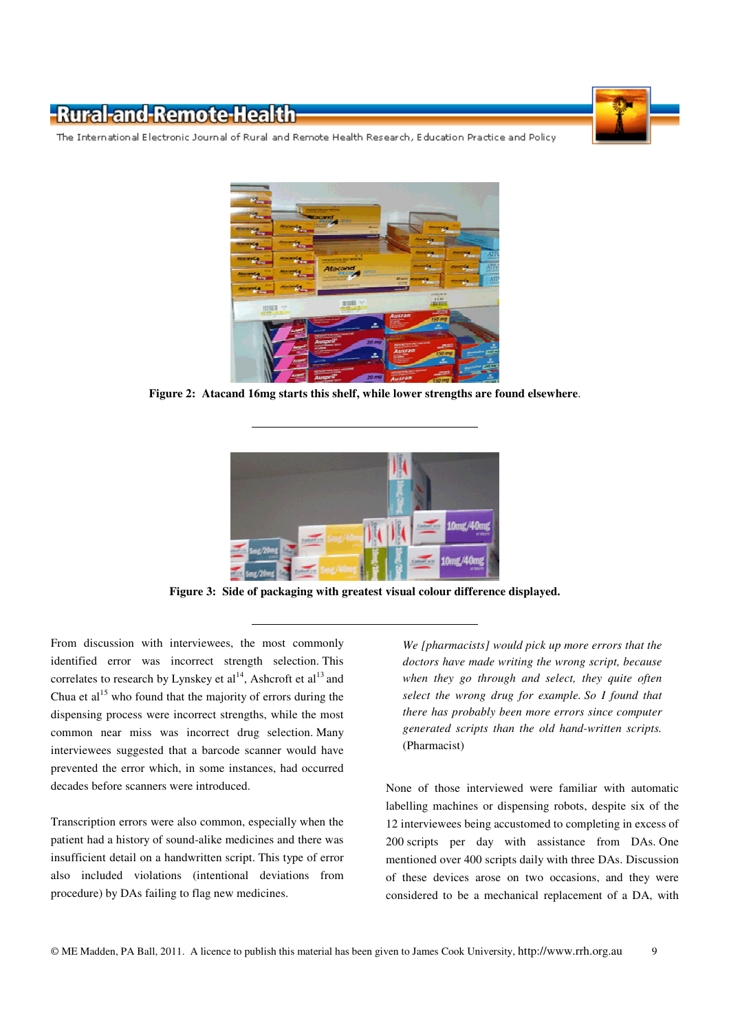**Figure 2: Atacand 16mg starts this shelf, while lower strengths are found elsewhere**.

**Figure 3: Side of packaging with greatest visual colour difference displayed.**

From discussion with interviewees, the most commonly identified error was incorrect strength selection. This correlates to research by Lynskey et al[14], Ashcroft et al[13] and Chua et al[15] who found that the majority of errors during the dispensing process were incorrect strengths, while the most common near miss was incorrect drug selection. Many interviewees suggested that a barcode scanner would have prevented the error which, in some instances, had occurred decades before scanners were introduced.

Transcription errors were also common, especially when the patient had a history of sound-alike medicines and there was insufficient detail on a handwritten script. This type of error also included violations (intentional deviations from procedure) by DAs failing to flag new medicines.

> *We [pharmacists] would pick up more errors that the doctors have made writing the wrong script, because when they go through and select, they quite often select the wrong drug for example. So I found that there has probably been more errors since computer generated scripts than the old hand-written scripts.* (Pharmacist)

None of those interviewed were familiar with automatic labelling machines or dispensing robots, despite six of the 12 interviewees being accustomed to completing in excess of 200 scripts per day with assistance from DAs. One mentioned over 400 scripts daily with three DAs. Discussion of these devices arose on two occasions, and they were considered to be a mechanical replacement of a DA, with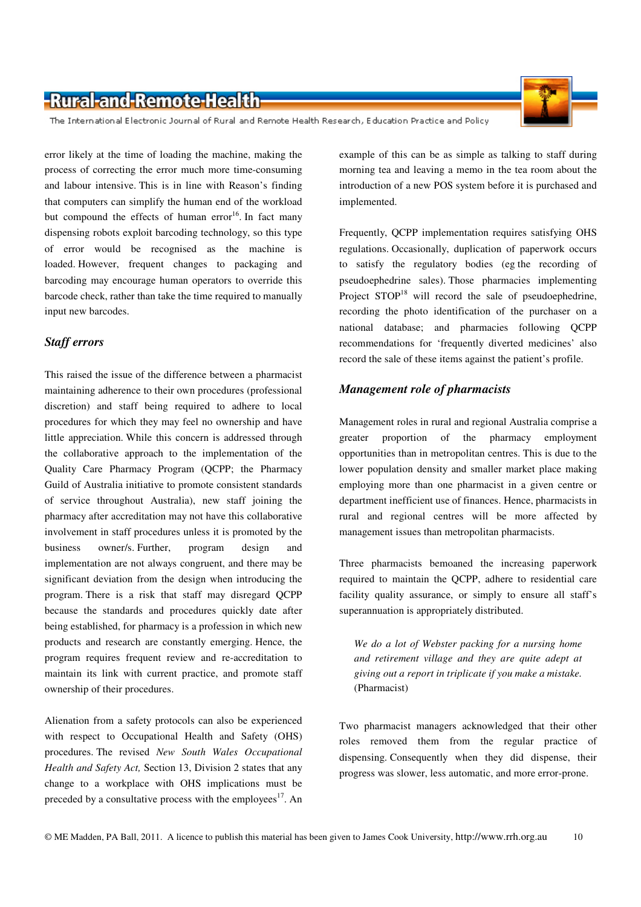error likely at the time of loading the machine, making the process of correcting the error much more time-consuming and labour intensive. This is in line with Reason's finding that computers can simplify the human end of the workload but compound the effects of human error[16]. In fact many dispensing robots exploit barcoding technology, so this type of error would be recognised as the machine is loaded. However, frequent changes to packaging and barcoding may encourage human operators to override this barcode check, rather than take the time required to manually input new barcodes.

### *Staff errors*

This raised the issue of the difference between a pharmacist maintaining adherence to their own procedures (professional discretion) and staff being required to adhere to local procedures for which they may feel no ownership and have little appreciation. While this concern is addressed through the collaborative approach to the implementation of the Quality Care Pharmacy Program (QCPP; the Pharmacy Guild of Australia initiative to promote consistent standards of service throughout Australia), new staff joining the pharmacy after accreditation may not have this collaborative involvement in staff procedures unless it is promoted by the business owner/s. Further, program design and implementation are not always congruent, and there may be significant deviation from the design when introducing the program. There is a risk that staff may disregard QCPP because the standards and procedures quickly date after being established, for pharmacy is a profession in which new products and research are constantly emerging. Hence, the program requires frequent review and re-accreditation to maintain its link with current practice, and promote staff ownership of their procedures.

Alienation from a safety protocols can also be experienced with respect to Occupational Health and Safety (OHS) procedures. The revised *New South Wales Occupational Health and Safety Act,* Section 13, Division 2 states that any change to a workplace with OHS implications must be preceded by a consultative process with the employees[17]. An example of this can be as simple as talking to staff during morning tea and leaving a memo in the tea room about the introduction of a new POS system before it is purchased and implemented.

Frequently, QCPP implementation requires satisfying OHS regulations. Occasionally, duplication of paperwork occurs to satisfy the regulatory bodies (eg the recording of pseudoephedrine sales). Those pharmacies implementing Project STOP[18] will record the sale of pseudoephedrine, recording the photo identification of the purchaser on a national database; and pharmacies following QCPP recommendations for 'frequently diverted medicines' also record the sale of these items against the patient's profile.

### *Management role of pharmacists*

Management roles in rural and regional Australia comprise a greater proportion of the pharmacy employment opportunities than in metropolitan centres. This is due to the lower population density and smaller market place making employing more than one pharmacist in a given centre or department inefficient use of finances. Hence, pharmacists in rural and regional centres will be more affected by management issues than metropolitan pharmacists.

Three pharmacists bemoaned the increasing paperwork required to maintain the QCPP, adhere to residential care facility quality assurance, or simply to ensure all staff's superannuation is appropriately distributed.

> *We do a lot of Webster packing for a nursing home and retirement village and they are quite adept at giving out a report in triplicate if you make a mistake.* (Pharmacist)

Two pharmacist managers acknowledged that their other roles removed them from the regular practice of dispensing. Consequently when they did dispense, their progress was slower, less automatic, and more error-prone.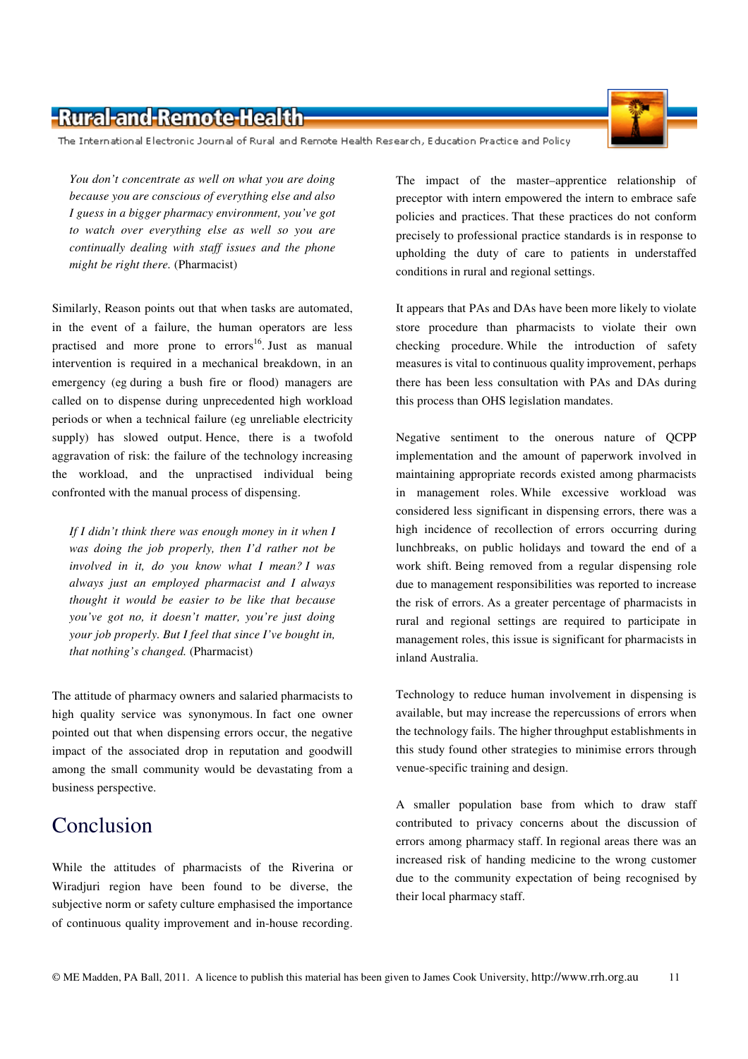*You don't concentrate as well on what you are doing because you are conscious of everything else and also I guess in a bigger pharmacy environment, you've got to watch over everything else as well so you are continually dealing with staff issues and the phone might be right there.* (Pharmacist)

Similarly, Reason points out that when tasks are automated, in the event of a failure, the human operators are less practised and more prone to errors[16]. Just as manual intervention is required in a mechanical breakdown, in an emergency (eg during a bush fire or flood) managers are called on to dispense during unprecedented high workload periods or when a technical failure (eg unreliable electricity supply) has slowed output. Hence, there is a twofold aggravation of risk: the failure of the technology increasing the workload, and the unpractised individual being confronted with the manual process of dispensing.

*If I didn't think there was enough money in it when I was doing the job properly, then I'd rather not be involved in it, do you know what I mean? I was always just an employed pharmacist and I always thought it would be easier to be like that because you've got no, it doesn't matter, you're just doing your job properly. But I feel that since I've bought in, that nothing's changed.* (Pharmacist)

The attitude of pharmacy owners and salaried pharmacists to high quality service was synonymous. In fact one owner pointed out that when dispensing errors occur, the negative impact of the associated drop in reputation and goodwill among the small community would be devastating from a business perspective.

## Conclusion

While the attitudes of pharmacists of the Riverina or Wiradjuri region have been found to be diverse, the subjective norm or safety culture emphasised the importance of continuous quality improvement and in-house recording. The impact of the master–apprentice relationship of preceptor with intern empowered the intern to embrace safe policies and practices. That these practices do not conform precisely to professional practice standards is in response to upholding the duty of care to patients in understaffed conditions in rural and regional settings.

It appears that PAs and DAs have been more likely to violate store procedure than pharmacists to violate their own checking procedure. While the introduction of safety measures is vital to continuous quality improvement, perhaps there has been less consultation with PAs and DAs during this process than OHS legislation mandates.

Negative sentiment to the onerous nature of QCPP implementation and the amount of paperwork involved in maintaining appropriate records existed among pharmacists in management roles. While excessive workload was considered less significant in dispensing errors, there was a high incidence of recollection of errors occurring during lunchbreaks, on public holidays and toward the end of a work shift. Being removed from a regular dispensing role due to management responsibilities was reported to increase the risk of errors. As a greater percentage of pharmacists in rural and regional settings are required to participate in management roles, this issue is significant for pharmacists in inland Australia.

Technology to reduce human involvement in dispensing is available, but may increase the repercussions of errors when the technology fails. The higher throughput establishments in this study found other strategies to minimise errors through venue-specific training and design.

A smaller population base from which to draw staff contributed to privacy concerns about the discussion of errors among pharmacy staff. In regional areas there was an increased risk of handing medicine to the wrong customer due to the community expectation of being recognised by their local pharmacy staff.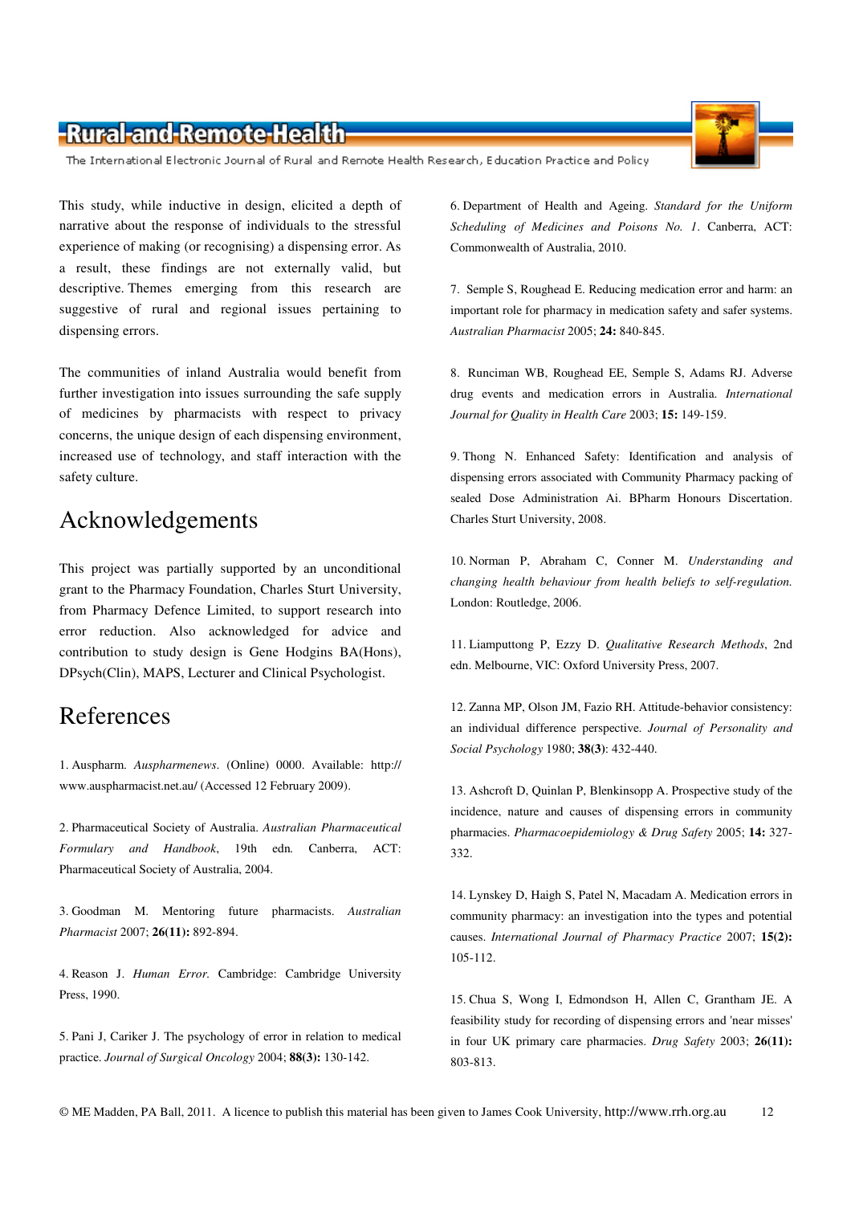This study, while inductive in design, elicited a depth of narrative about the response of individuals to the stressful experience of making (or recognising) a dispensing error. As a result, these findings are not externally valid, but descriptive. Themes emerging from this research are suggestive of rural and regional issues pertaining to dispensing errors.

The communities of inland Australia would benefit from further investigation into issues surrounding the safe supply of medicines by pharmacists with respect to privacy concerns, the unique design of each dispensing environment, increased use of technology, and staff interaction with the safety culture.

## Acknowledgements

This project was partially supported by an unconditional grant to the Pharmacy Foundation, Charles Sturt University, from Pharmacy Defence Limited, to support research into error reduction. Also acknowledged for advice and contribution to study design is Gene Hodgins BA(Hons), DPsych(Clin), MAPS, Lecturer and Clinical Psychologist.

## References

1. Auspharm. *Auspharmenews*. (Online) 0000. Available: http://www.auspharmacist.net.au/ (Accessed 12 February 2009).

2. Pharmaceutical Society of Australia. *Australian Pharmaceutical Formulary and Handbook*, 19th edn. Canberra, ACT: Pharmaceutical Society of Australia, 2004.

3. Goodman M. Mentoring future pharmacists. *Australian Pharmacist* 2007; **26(11):** 892-894.

4. Reason J. *Human Error.* Cambridge: Cambridge University Press, 1990.

5. Pani J, Cariker J. The psychology of error in relation to medical practice. *Journal of Surgical Oncology* 2004; **88(3):** 130-142.

6. Department of Health and Ageing. *Standard for the Uniform Scheduling of Medicines and Poisons No. 1*. Canberra, ACT: Commonwealth of Australia, 2010.

7. Semple S, Roughead E. Reducing medication error and harm: an important role for pharmacy in medication safety and safer systems. *Australian Pharmacist* 2005; **24:** 840-845.

8. Runciman WB, Roughead EE, Semple S, Adams RJ. Adverse drug events and medication errors in Australia. *International Journal for Quality in Health Care* 2003; **15:** 149-159.

9. Thong N. Enhanced Safety: Identification and analysis of dispensing errors associated with Community Pharmacy packing of sealed Dose Administration Ai. BPharm Honours Discertation. Charles Sturt University, 2008.

10. Norman P, Abraham C, Conner M. *Understanding and changing health behaviour from health beliefs to self-regulation.* London: Routledge, 2006.

11. Liamputtong P, Ezzy D. *Qualitative Research Methods*, 2nd edn. Melbourne, VIC: Oxford University Press, 2007.

12. Zanna MP, Olson JM, Fazio RH. Attitude-behavior consistency: an individual difference perspective. *Journal of Personality and Social Psychology* 1980; **38(3)**: 432-440.

13. Ashcroft D, Quinlan P, Blenkinsopp A. Prospective study of the incidence, nature and causes of dispensing errors in community pharmacies. *Pharmacoepidemiology & Drug Safety* 2005; **14:** 327-332.

14. Lynskey D, Haigh S, Patel N, Macadam A. Medication errors in community pharmacy: an investigation into the types and potential causes. *International Journal of Pharmacy Practice* 2007; **15(2):** 105-112.

15. Chua S, Wong I, Edmondson H, Allen C, Grantham JE. A feasibility study for recording of dispensing errors and 'near misses' in four UK primary care pharmacies. *Drug Safety* 2003; **26(11):** 803-813.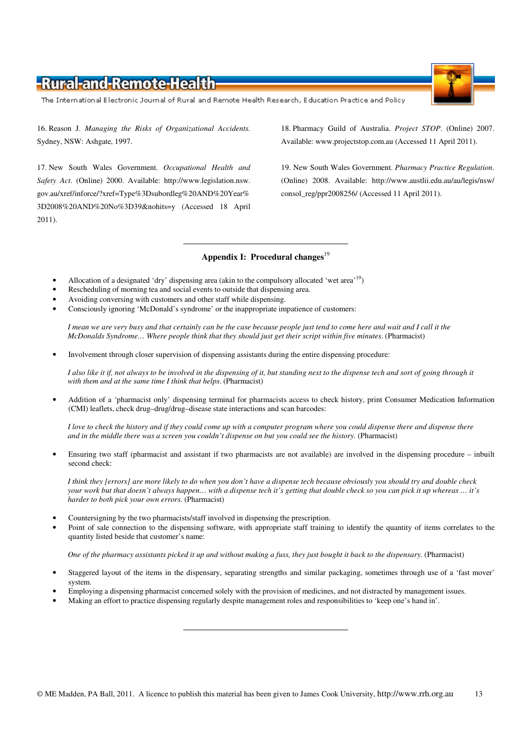16. Reason J. *Managing the Risks of Organizational Accidents.* Sydney, NSW: Ashgate, 1997.

17. New South Wales Government. *Occupational Health and Safety Act*. (Online) 2000. Available: http://www.legislation.nsw.gov.au/xref/inforce/?xref=Type%3Dsubordleg%20AND%20Year%3D2008%20AND%20No%3D39&nohits=y (Accessed 18 April 2011).

18. Pharmacy Guild of Australia. *Project STOP*. (Online) 2007. Available: www.projectstop.com.au (Accessed 11 April 2011).

19. New South Wales Government. *Pharmacy Practice Regulation*. (Online) 2008. Available: http://www.austlii.edu.au/au/legis/nsw/consol_reg/ppr2008256/ (Accessed 11 April 2011).

---

## Appendix I: Procedural changes[19]

- Allocation of a designated 'dry' dispensing area (akin to the compulsory allocated 'wet area'[19])
- Rescheduling of morning tea and social events to outside that dispensing area.
- Avoiding conversing with customers and other staff while dispensing.
- Consciously ignoring 'McDonald's syndrome' or the inappropriate impatience of customers:

  *I mean we are very busy and that certainly can be the case because people just tend to come here and wait and I call it the McDonalds Syndrome… Where people think that they should just get their script within five minutes*. (Pharmacist)

- Involvement through closer supervision of dispensing assistants during the entire dispensing procedure:

  *I also like it if, not always to be involved in the dispensing of it, but standing next to the dispense tech and sort of going through it with them and at the same time I think that helps*. (Pharmacist)

- Addition of a 'pharmacist only' dispensing terminal for pharmacists access to check history, print Consumer Medication Information (CMI) leaflets, check drug–drug/drug–disease state interactions and scan barcodes:

  *I love to check the history and if they could come up with a computer program where you could dispense there and dispense there and in the middle there was a screen you couldn't dispense on but you could see the history.* (Pharmacist)

- Ensuring two staff (pharmacist and assistant if two pharmacists are not available) are involved in the dispensing procedure – inbuilt second check:

  *I think they [errors] are more likely to do when you don't have a dispense tech because obviously you should try and double check your work but that doesn't always happen… with a dispense tech it's getting that double check so you can pick it up whereas … it's harder to both pick your own errors.* (Pharmacist)

- Countersigning by the two pharmacists/staff involved in dispensing the prescription.
- Point of sale connection to the dispensing software, with appropriate staff training to identify the quantity of items correlates to the quantity listed beside that customer's name:

  *One of the pharmacy assistants picked it up and without making a fuss, they just bought it back to the dispensary.* (Pharmacist)

- Staggered layout of the items in the dispensary, separating strengths and similar packaging, sometimes through use of a 'fast mover' system.
- Employing a dispensing pharmacist concerned solely with the provision of medicines, and not distracted by management issues.
- Making an effort to practice dispensing regularly despite management roles and responsibilities to 'keep one's hand in'.

---